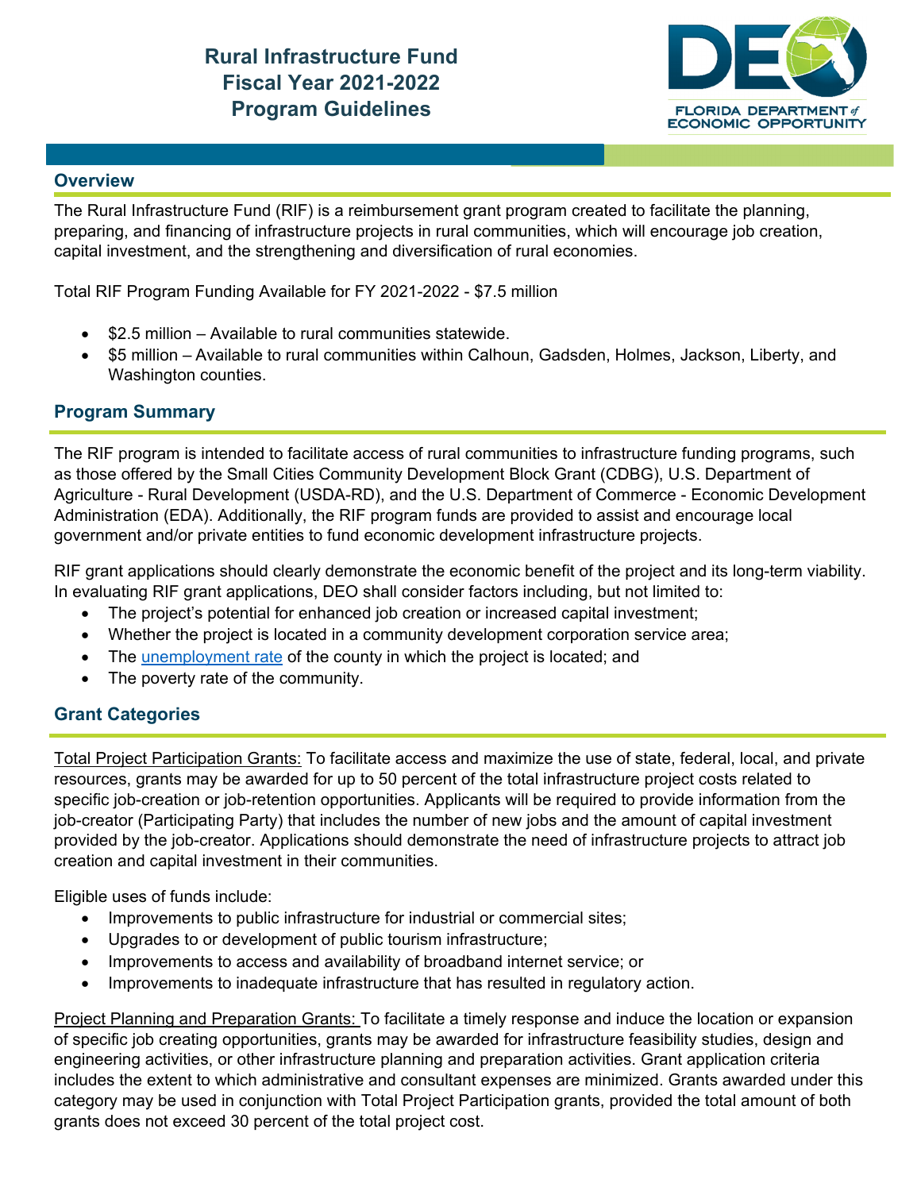# Rural Infrastructure Fund
# Fiscal Year 2021-2022
# Program Guidelines

## Overview

The Rural Infrastructure Fund (RIF) is a reimbursement grant program created to facilitate the planning, preparing, and financing of infrastructure projects in rural communities, which will encourage job creation, capital investment, and the strengthening and diversification of rural economies.

Total RIF Program Funding Available for FY 2021-2022 - $7.5 million

- $2.5 million – Available to rural communities statewide.
- $5 million – Available to rural communities within Calhoun, Gadsden, Holmes, Jackson, Liberty, and Washington counties.

## Program Summary

The RIF program is intended to facilitate access of rural communities to infrastructure funding programs, such as those offered by the Small Cities Community Development Block Grant (CDBG), U.S. Department of Agriculture - Rural Development (USDA-RD), and the U.S. Department of Commerce - Economic Development Administration (EDA). Additionally, the RIF program funds are provided to assist and encourage local government and/or private entities to fund economic development infrastructure projects.

RIF grant applications should clearly demonstrate the economic benefit of the project and its long-term viability. In evaluating RIF grant applications, DEO shall consider factors including, but not limited to:

- The project's potential for enhanced job creation or increased capital investment;
- Whether the project is located in a community development corporation service area;
- The unemployment rate of the county in which the project is located; and
- The poverty rate of the community.

## Grant Categories

Total Project Participation Grants: To facilitate access and maximize the use of state, federal, local, and private resources, grants may be awarded for up to 50 percent of the total infrastructure project costs related to specific job-creation or job-retention opportunities. Applicants will be required to provide information from the job-creator (Participating Party) that includes the number of new jobs and the amount of capital investment provided by the job-creator. Applications should demonstrate the need of infrastructure projects to attract job creation and capital investment in their communities.

Eligible uses of funds include:

- Improvements to public infrastructure for industrial or commercial sites;
- Upgrades to or development of public tourism infrastructure;
- Improvements to access and availability of broadband internet service; or
- Improvements to inadequate infrastructure that has resulted in regulatory action.

Project Planning and Preparation Grants: To facilitate a timely response and induce the location or expansion of specific job creating opportunities, grants may be awarded for infrastructure feasibility studies, design and engineering activities, or other infrastructure planning and preparation activities. Grant application criteria includes the extent to which administrative and consultant expenses are minimized. Grants awarded under this category may be used in conjunction with Total Project Participation grants, provided the total amount of both grants does not exceed 30 percent of the total project cost.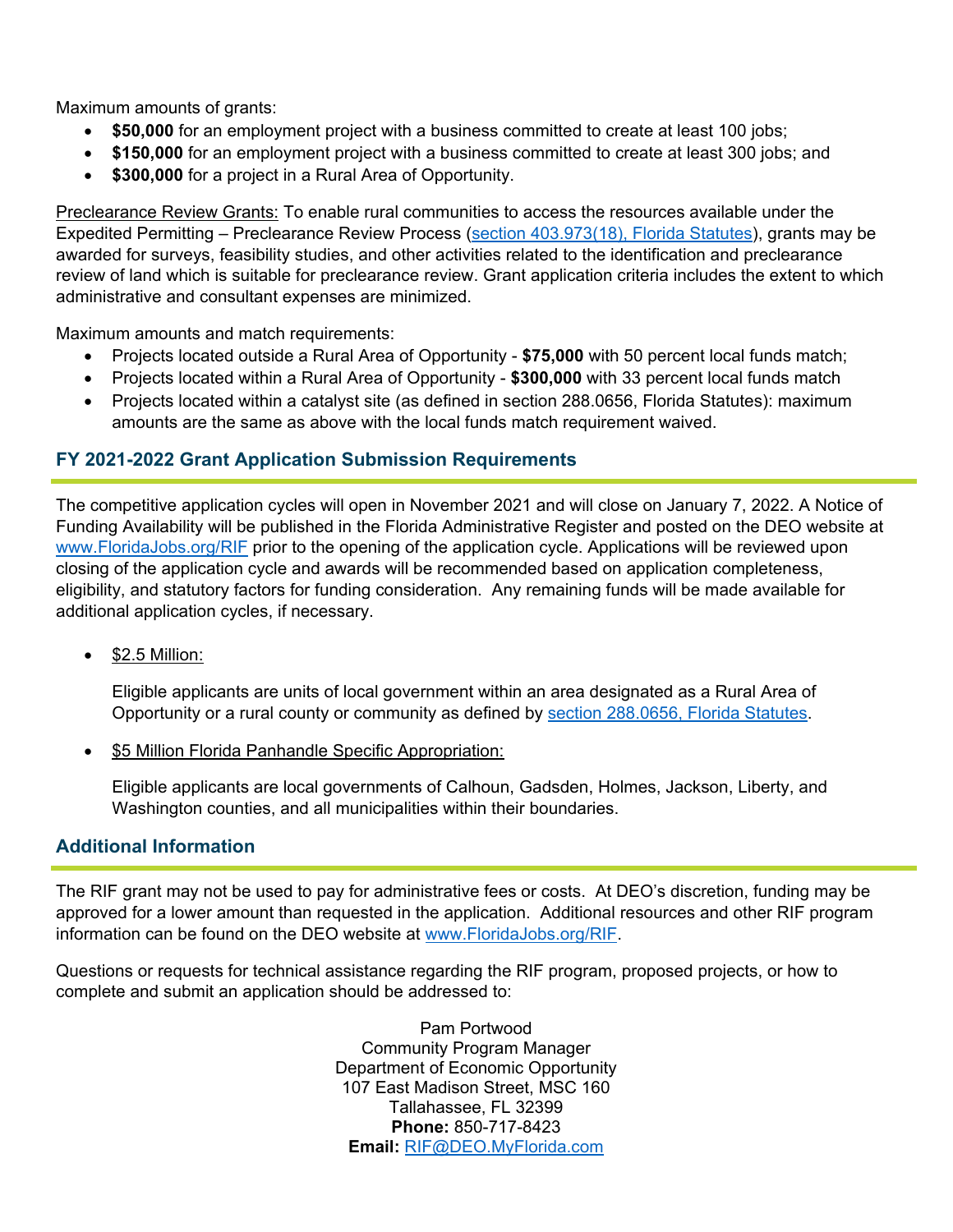Maximum amounts of grants:

- **$50,000** for an employment project with a business committed to create at least 100 jobs;
- **$150,000** for an employment project with a business committed to create at least 300 jobs; and
- **$300,000** for a project in a Rural Area of Opportunity.

Preclearance Review Grants: To enable rural communities to access the resources available under the Expedited Permitting – Preclearance Review Process (section 403.973(18), Florida Statutes), grants may be awarded for surveys, feasibility studies, and other activities related to the identification and preclearance review of land which is suitable for preclearance review. Grant application criteria includes the extent to which administrative and consultant expenses are minimized.

Maximum amounts and match requirements:

- Projects located outside a Rural Area of Opportunity - **$75,000** with 50 percent local funds match;
- Projects located within a Rural Area of Opportunity - **$300,000** with 33 percent local funds match
- Projects located within a catalyst site (as defined in section 288.0656, Florida Statutes): maximum amounts are the same as above with the local funds match requirement waived.

## FY 2021-2022 Grant Application Submission Requirements

The competitive application cycles will open in November 2021 and will close on January 7, 2022. A Notice of Funding Availability will be published in the Florida Administrative Register and posted on the DEO website at www.FloridaJobs.org/RIF prior to the opening of the application cycle. Applications will be reviewed upon closing of the application cycle and awards will be recommended based on application completeness, eligibility, and statutory factors for funding consideration. Any remaining funds will be made available for additional application cycles, if necessary.

- $2.5 Million:

  Eligible applicants are units of local government within an area designated as a Rural Area of Opportunity or a rural county or community as defined by section 288.0656, Florida Statutes.

- $5 Million Florida Panhandle Specific Appropriation:

  Eligible applicants are local governments of Calhoun, Gadsden, Holmes, Jackson, Liberty, and Washington counties, and all municipalities within their boundaries.

## Additional Information

The RIF grant may not be used to pay for administrative fees or costs. At DEO's discretion, funding may be approved for a lower amount than requested in the application. Additional resources and other RIF program information can be found on the DEO website at www.FloridaJobs.org/RIF.

Questions or requests for technical assistance regarding the RIF program, proposed projects, or how to complete and submit an application should be addressed to:

Pam Portwood
Community Program Manager
Department of Economic Opportunity
107 East Madison Street, MSC 160
Tallahassee, FL 32399
**Phone:** 850-717-8423
**Email:** RIF@DEO.MyFlorida.com